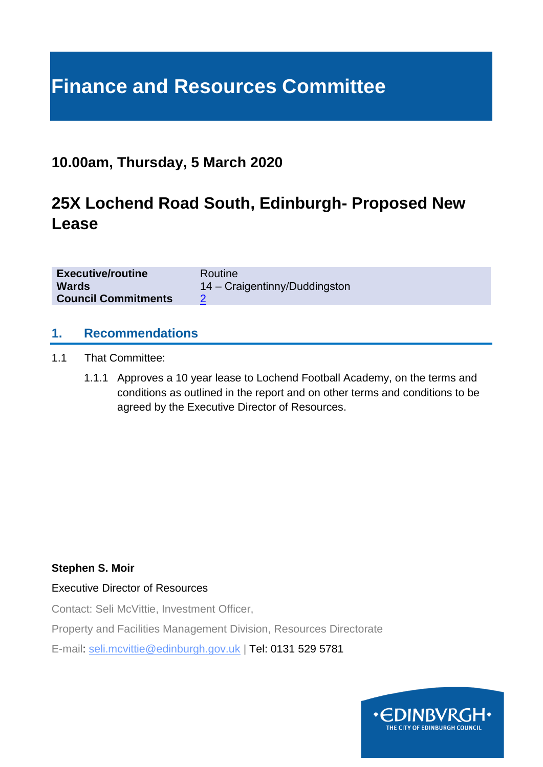# Finance and Resources Committee

## 10.00am, Thursday, 5 March 2020

# 25X Lochend Road South, Edinburgh- Proposed New Lease

| | |
|---|---|
| **Executive/routine** | Routine |
| **Wards** | 14 – Craigentinny/Duddingston |
| **Council Commitments** | 2 |

## 1. Recommendations

1.1 That Committee:

1.1.1 Approves a 10 year lease to Lochend Football Academy, on the terms and conditions as outlined in the report and on other terms and conditions to be agreed by the Executive Director of Resources.

**Stephen S. Moir**

Executive Director of Resources

Contact: Seli McVittie, Investment Officer,

Property and Facilities Management Division, Resources Directorate

E-mail: seli.mcvittie@edinburgh.gov.uk | Tel: 0131 529 5781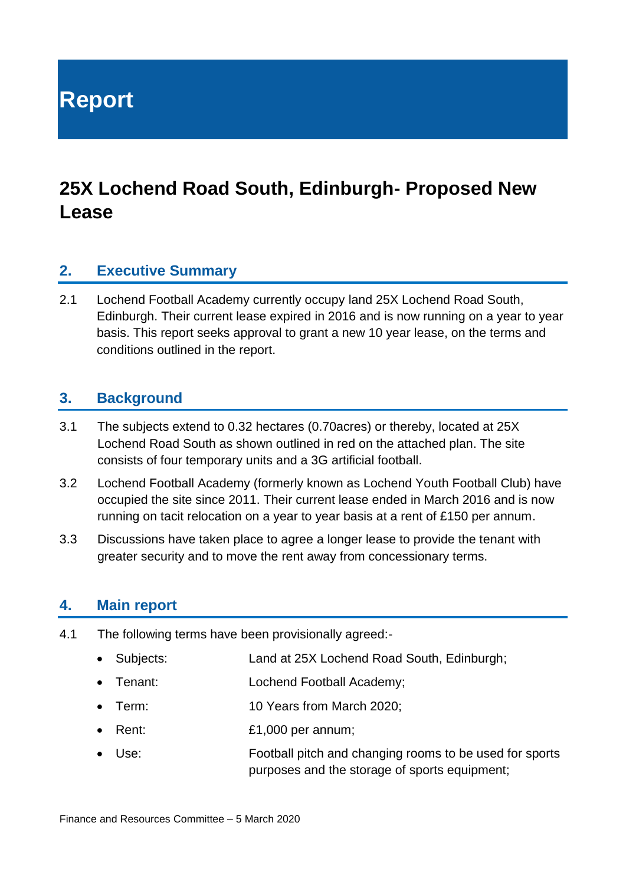# Report

## 25X Lochend Road South, Edinburgh- Proposed New Lease

### 2. Executive Summary

2.1 Lochend Football Academy currently occupy land 25X Lochend Road South, Edinburgh. Their current lease expired in 2016 and is now running on a year to year basis. This report seeks approval to grant a new 10 year lease, on the terms and conditions outlined in the report.

### 3. Background

3.1 The subjects extend to 0.32 hectares (0.70acres) or thereby, located at 25X Lochend Road South as shown outlined in red on the attached plan. The site consists of four temporary units and a 3G artificial football.

3.2 Lochend Football Academy (formerly known as Lochend Youth Football Club) have occupied the site since 2011. Their current lease ended in March 2016 and is now running on tacit relocation on a year to year basis at a rent of £150 per annum.

3.3 Discussions have taken place to agree a longer lease to provide the tenant with greater security and to move the rent away from concessionary terms.

### 4. Main report

4.1 The following terms have been provisionally agreed:-

- Subjects: Land at 25X Lochend Road South, Edinburgh;
- Tenant: Lochend Football Academy;
- Term: 10 Years from March 2020;
- Rent: £1,000 per annum;
- Use: Football pitch and changing rooms to be used for sports purposes and the storage of sports equipment;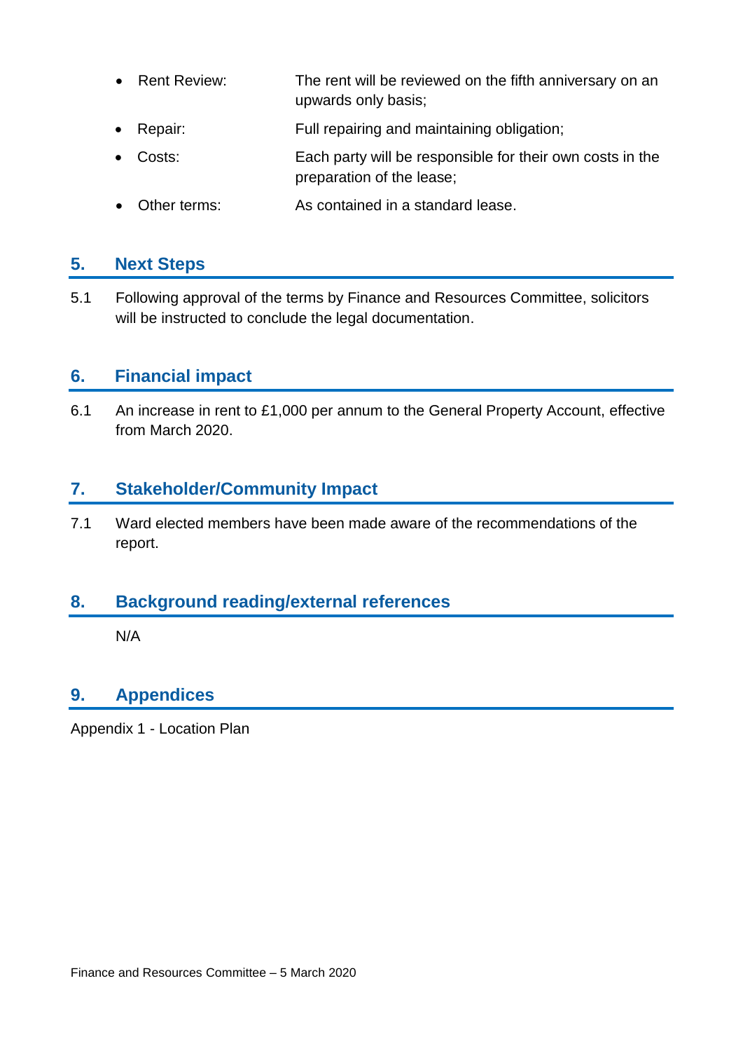- Rent Review: The rent will be reviewed on the fifth anniversary on an upwards only basis;
- Repair: Full repairing and maintaining obligation;
- Costs: Each party will be responsible for their own costs in the preparation of the lease;
- Other terms: As contained in a standard lease.

## 5. Next Steps

5.1 Following approval of the terms by Finance and Resources Committee, solicitors will be instructed to conclude the legal documentation.

## 6. Financial impact

6.1 An increase in rent to £1,000 per annum to the General Property Account, effective from March 2020.

## 7. Stakeholder/Community Impact

7.1 Ward elected members have been made aware of the recommendations of the report.

## 8. Background reading/external references

N/A

## 9. Appendices

Appendix 1 - Location Plan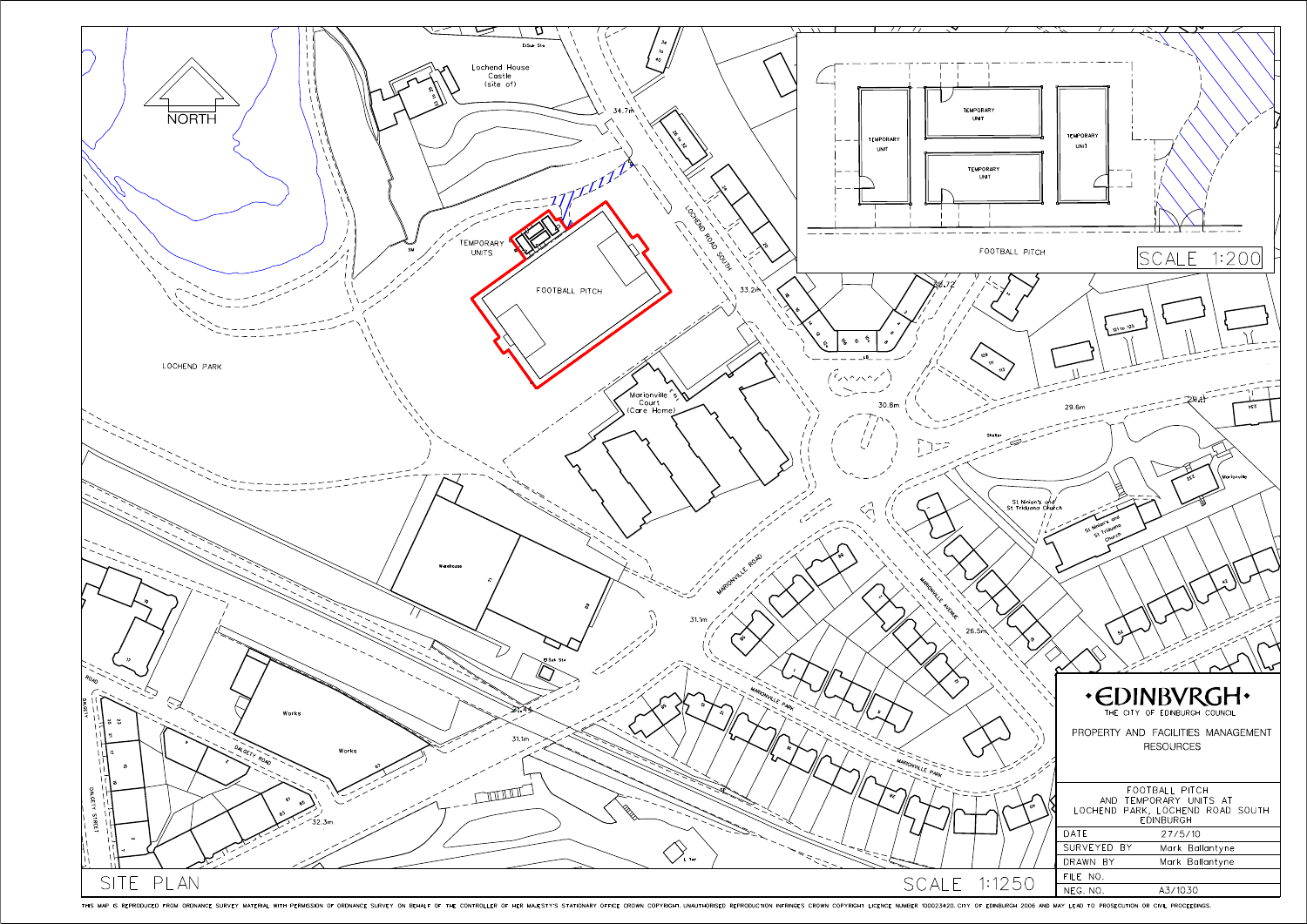# SITE PLAN

SCALE 1:1250

NORTH

LOCHEND PARK

Lochend House Castle (site of)

TEMPORARY UNITS

FOOTBALL PITCH

LOCHEND ROAD SOUTH

Marionville Court (Care Home)

MARIONVILLE ROAD

MARIONVILLE AVENUE

MARIONVILLE PARK

St Ninian's and St Triduana Church

Warehouse

Works

DALGETY ROAD

DALGETY STREET

Shelter

El Sub Sta

34.7m

33.2m

30.8m

29.6m

31.1m

26.5m

32.3m

## Inset

TEMPORARY UNIT

TEMPORARY UNIT

TEMPORARY UNIT

TEMPORARY UNIT

FOOTBALL PITCH

SCALE 1:200

## Title Block

**·EDINBVRGH·**
THE CITY OF EDINBURGH COUNCIL

PROPERTY AND FACILITIES MANAGEMENT
RESOURCES

FOOTBALL PITCH
AND TEMPORARY UNITS AT
LOCHEND PARK, LOCHEND ROAD SOUTH
EDINBURGH

| | |
|---|---|
| DATE | 27/5/10 |
| SURVEYED BY | Mark Ballantyne |
| DRAWN BY | Mark Ballantyne |
| FILE NO. | |
| NEG. NO. | A3/1030 |

THIS MAP IS REPRODUCED FROM ORDNANCE SURVEY MATERIAL WITH PERMISSION OF ORDNANCE SURVEY ON BEHALF OF THE CONTROLLER OF HER MAJESTY'S STATIONARY OFFICE CROWN COPYRIGHT. UNAUTHORISED REPRODUCTION INFRINGES CROWN COPYRIGHT LICENCE NUMBER 100023420. CITY OF EDINBURGH 2006 AND MAY LEAD TO PROSECUTION OR CIVIL PROCEEDINGS.